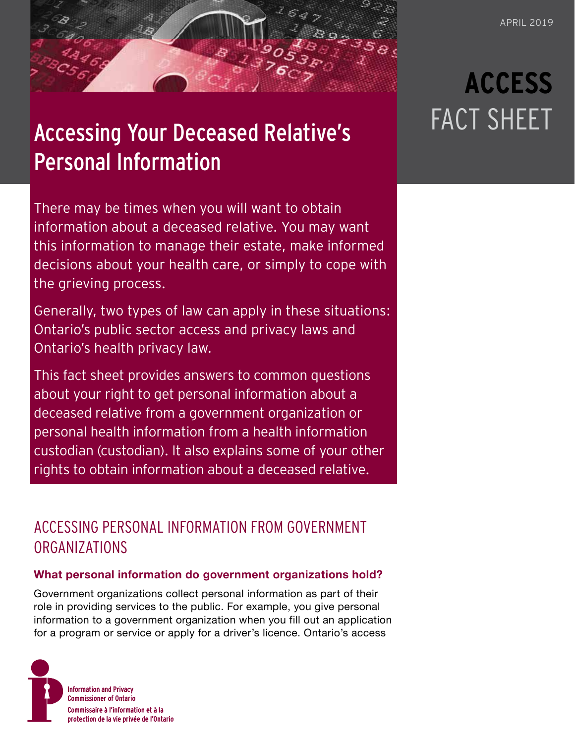APRIL 2019

**ACCESS** FACT SHEET

# Accessing Your Deceased Relative's Personal Information

There may be times when you will want to obtain information about a deceased relative. You may want this information to manage their estate, make informed decisions about your health care, or simply to cope with the grieving process.

Generally, two types of law can apply in these situations: Ontario's public sector access and privacy laws and Ontario's health privacy law.

This fact sheet provides answers to common questions about your right to get personal information about a deceased relative from a government organization or personal health information from a health information custodian (custodian). It also explains some of your other rights to obtain information about a deceased relative.

## ACCESSING PERSONAL INFORMATION FROM GOVERNMENT ORGANIZATIONS

### What personal information do government organizations hold?

Government organizations collect personal information as part of their role in providing services to the public. For example, you give personal information to a government organization when you fill out an application for a program or service or apply for a driver's licence. Ontario's access

Information and Privacy Commissioner of Ontario
Commissaire à l'information et à la protection de la vie privée de l'Ontario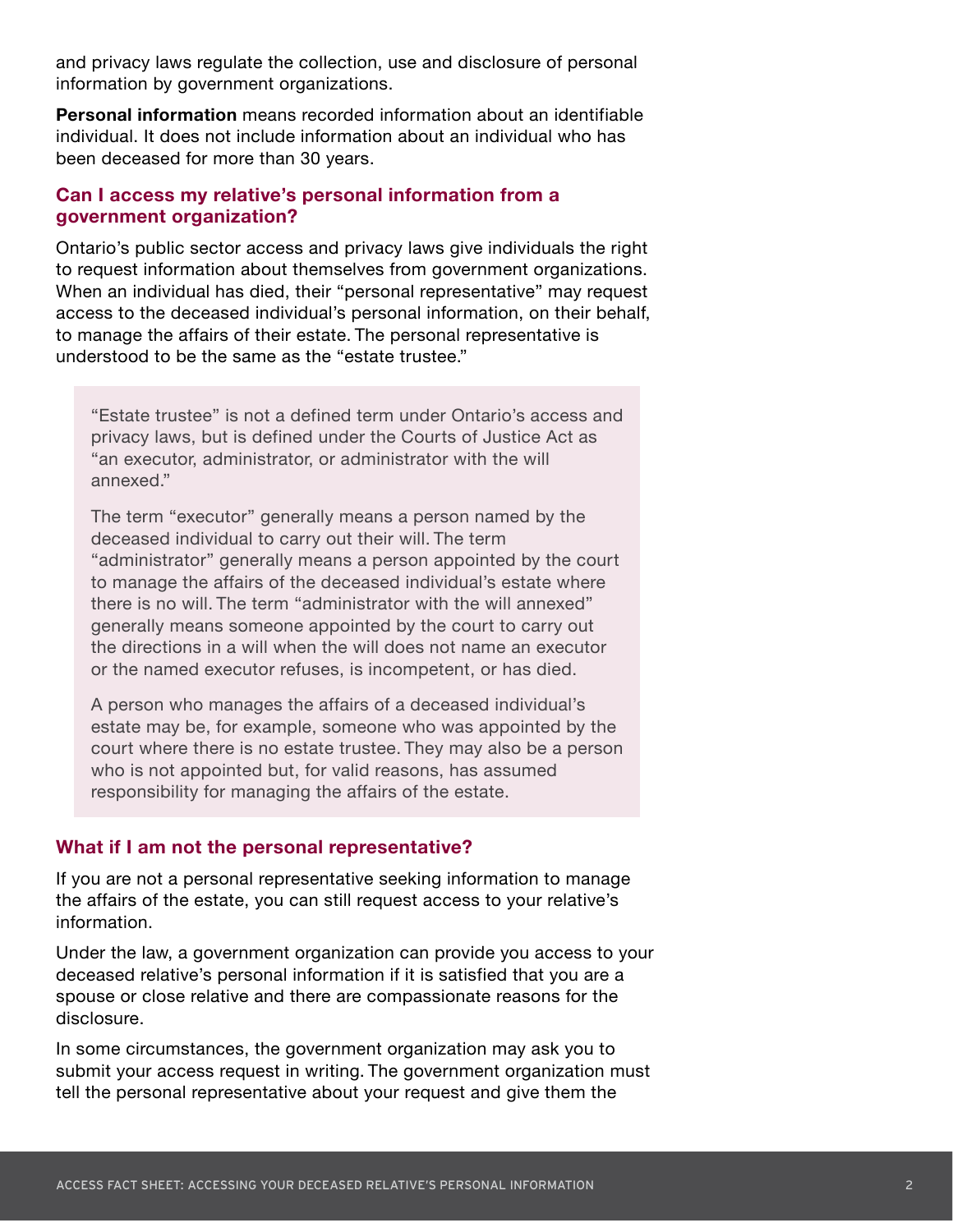and privacy laws regulate the collection, use and disclosure of personal information by government organizations.

**Personal information** means recorded information about an identifiable individual. It does not include information about an individual who has been deceased for more than 30 years.

### Can I access my relative's personal information from a government organization?

Ontario's public sector access and privacy laws give individuals the right to request information about themselves from government organizations. When an individual has died, their "personal representative" may request access to the deceased individual's personal information, on their behalf, to manage the affairs of their estate. The personal representative is understood to be the same as the "estate trustee."

> "Estate trustee" is not a defined term under Ontario's access and privacy laws, but is defined under the Courts of Justice Act as "an executor, administrator, or administrator with the will annexed."
>
> The term "executor" generally means a person named by the deceased individual to carry out their will. The term "administrator" generally means a person appointed by the court to manage the affairs of the deceased individual's estate where there is no will. The term "administrator with the will annexed" generally means someone appointed by the court to carry out the directions in a will when the will does not name an executor or the named executor refuses, is incompetent, or has died.
>
> A person who manages the affairs of a deceased individual's estate may be, for example, someone who was appointed by the court where there is no estate trustee. They may also be a person who is not appointed but, for valid reasons, has assumed responsibility for managing the affairs of the estate.

### What if I am not the personal representative?

If you are not a personal representative seeking information to manage the affairs of the estate, you can still request access to your relative's information.

Under the law, a government organization can provide you access to your deceased relative's personal information if it is satisfied that you are a spouse or close relative and there are compassionate reasons for the disclosure.

In some circumstances, the government organization may ask you to submit your access request in writing. The government organization must tell the personal representative about your request and give them the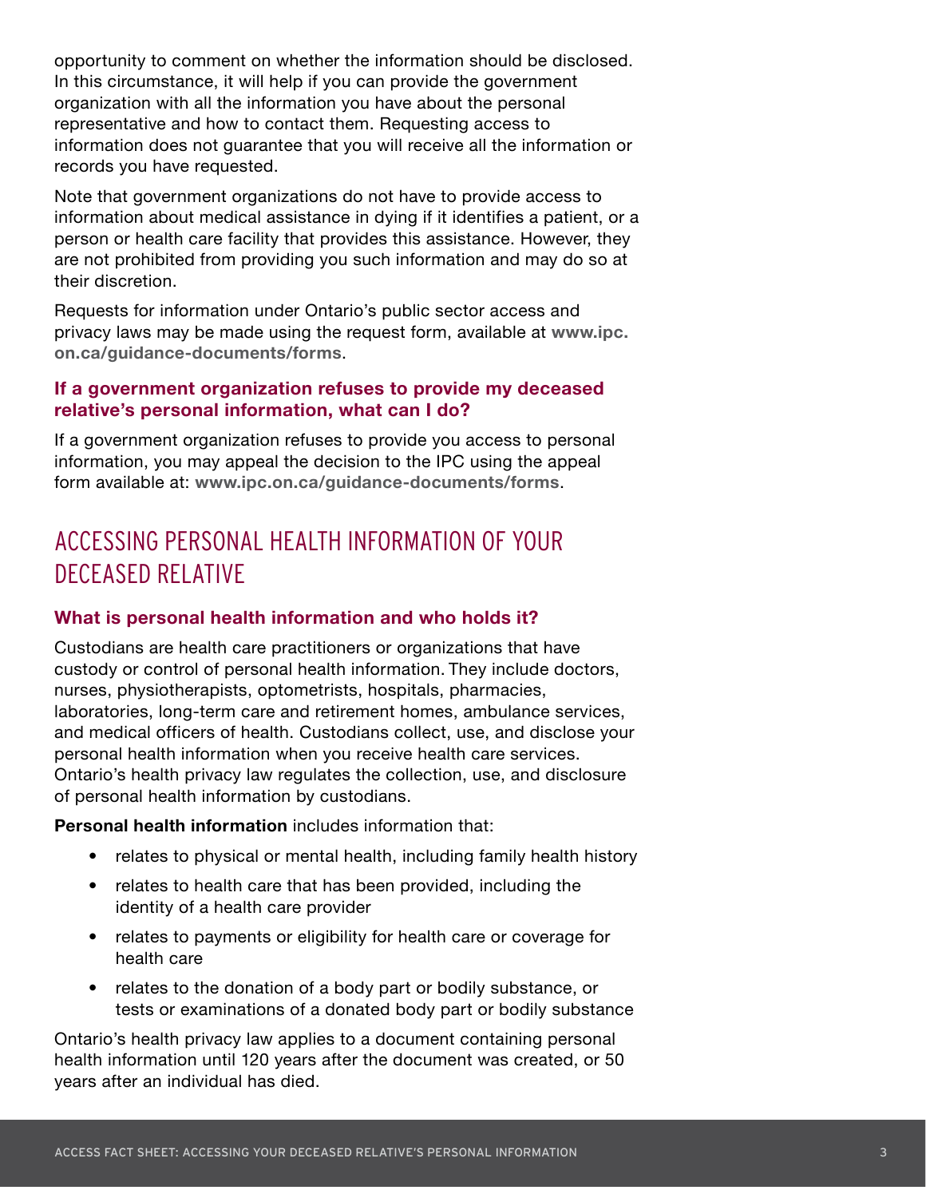opportunity to comment on whether the information should be disclosed. In this circumstance, it will help if you can provide the government organization with all the information you have about the personal representative and how to contact them. Requesting access to information does not guarantee that you will receive all the information or records you have requested.

Note that government organizations do not have to provide access to information about medical assistance in dying if it identifies a patient, or a person or health care facility that provides this assistance. However, they are not prohibited from providing you such information and may do so at their discretion.

Requests for information under Ontario's public sector access and privacy laws may be made using the request form, available at **www.ipc.on.ca/guidance-documents/forms**.

### If a government organization refuses to provide my deceased relative's personal information, what can I do?

If a government organization refuses to provide you access to personal information, you may appeal the decision to the IPC using the appeal form available at: **www.ipc.on.ca/guidance-documents/forms**.

## ACCESSING PERSONAL HEALTH INFORMATION OF YOUR DECEASED RELATIVE

### What is personal health information and who holds it?

Custodians are health care practitioners or organizations that have custody or control of personal health information. They include doctors, nurses, physiotherapists, optometrists, hospitals, pharmacies, laboratories, long-term care and retirement homes, ambulance services, and medical officers of health. Custodians collect, use, and disclose your personal health information when you receive health care services. Ontario's health privacy law regulates the collection, use, and disclosure of personal health information by custodians.

**Personal health information** includes information that:

- relates to physical or mental health, including family health history
- relates to health care that has been provided, including the identity of a health care provider
- relates to payments or eligibility for health care or coverage for health care
- relates to the donation of a body part or bodily substance, or tests or examinations of a donated body part or bodily substance

Ontario's health privacy law applies to a document containing personal health information until 120 years after the document was created, or 50 years after an individual has died.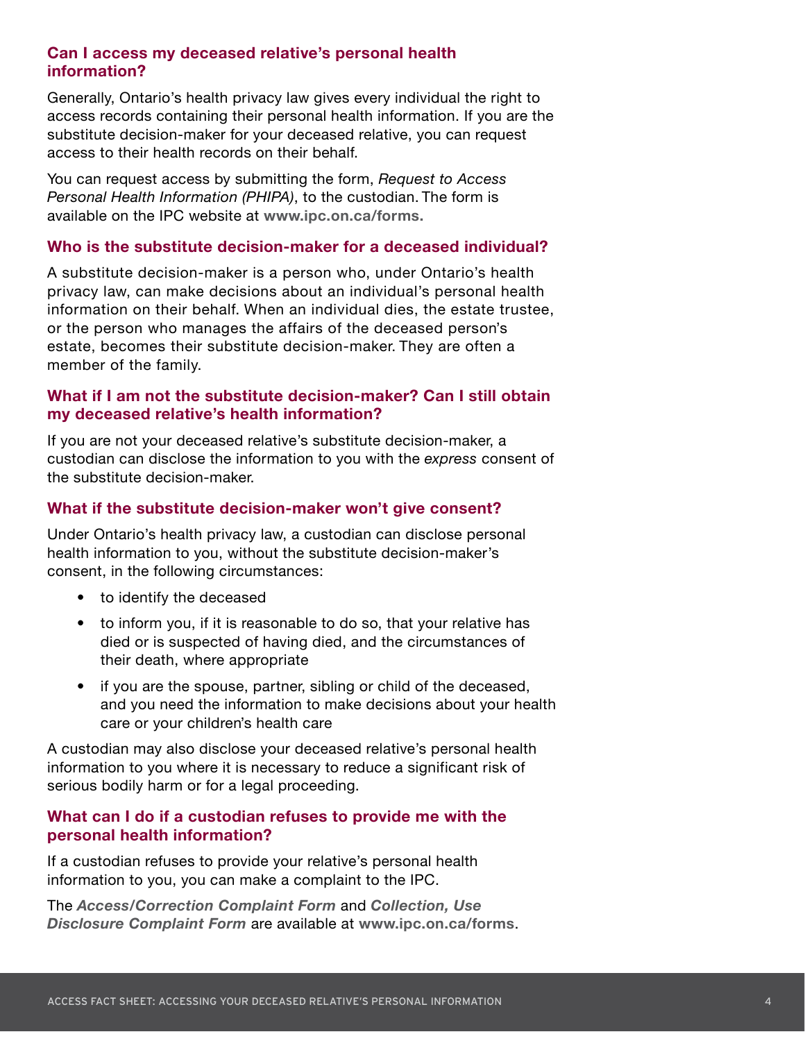### Can I access my deceased relative's personal health information?

Generally, Ontario's health privacy law gives every individual the right to access records containing their personal health information. If you are the substitute decision-maker for your deceased relative, you can request access to their health records on their behalf.

You can request access by submitting the form, *Request to Access Personal Health Information (PHIPA)*, to the custodian. The form is available on the IPC website at **www.ipc.on.ca/forms.**

### Who is the substitute decision-maker for a deceased individual?

A substitute decision-maker is a person who, under Ontario's health privacy law, can make decisions about an individual's personal health information on their behalf. When an individual dies, the estate trustee, or the person who manages the affairs of the deceased person's estate, becomes their substitute decision-maker. They are often a member of the family.

### What if I am not the substitute decision-maker? Can I still obtain my deceased relative's health information?

If you are not your deceased relative's substitute decision-maker, a custodian can disclose the information to you with the *express* consent of the substitute decision-maker.

### What if the substitute decision-maker won't give consent?

Under Ontario's health privacy law, a custodian can disclose personal health information to you, without the substitute decision-maker's consent, in the following circumstances:

- to identify the deceased
- to inform you, if it is reasonable to do so, that your relative has died or is suspected of having died, and the circumstances of their death, where appropriate
- if you are the spouse, partner, sibling or child of the deceased, and you need the information to make decisions about your health care or your children's health care

A custodian may also disclose your deceased relative's personal health information to you where it is necessary to reduce a significant risk of serious bodily harm or for a legal proceeding.

### What can I do if a custodian refuses to provide me with the personal health information?

If a custodian refuses to provide your relative's personal health information to you, you can make a complaint to the IPC.

The ***Access/Correction Complaint Form*** and ***Collection, Use Disclosure Complaint Form*** are available at **www.ipc.on.ca/forms**.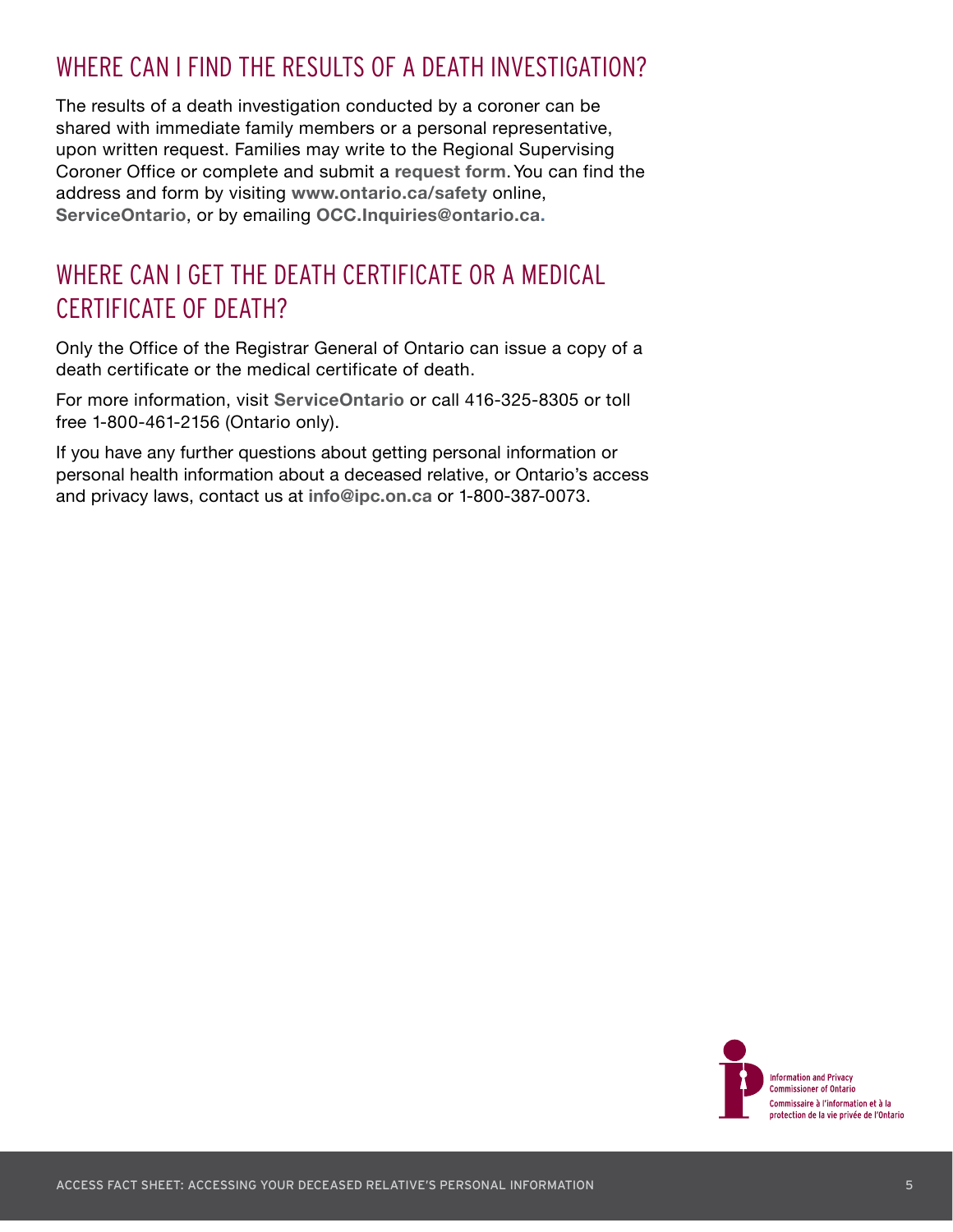## WHERE CAN I FIND THE RESULTS OF A DEATH INVESTIGATION?

The results of a death investigation conducted by a coroner can be shared with immediate family members or a personal representative, upon written request. Families may write to the Regional Supervising Coroner Office or complete and submit a **request form**. You can find the address and form by visiting **www.ontario.ca/safety** online, **ServiceOntario**, or by emailing **OCC.Inquiries@ontario.ca**.

## WHERE CAN I GET THE DEATH CERTIFICATE OR A MEDICAL CERTIFICATE OF DEATH?

Only the Office of the Registrar General of Ontario can issue a copy of a death certificate or the medical certificate of death.

For more information, visit **ServiceOntario** or call 416-325-8305 or toll free 1-800-461-2156 (Ontario only).

If you have any further questions about getting personal information or personal health information about a deceased relative, or Ontario's access and privacy laws, contact us at **info@ipc.on.ca** or 1-800-387-0073.

Information and Privacy Commissioner of Ontario
Commissaire à l'information et à la protection de la vie privée de l'Ontario